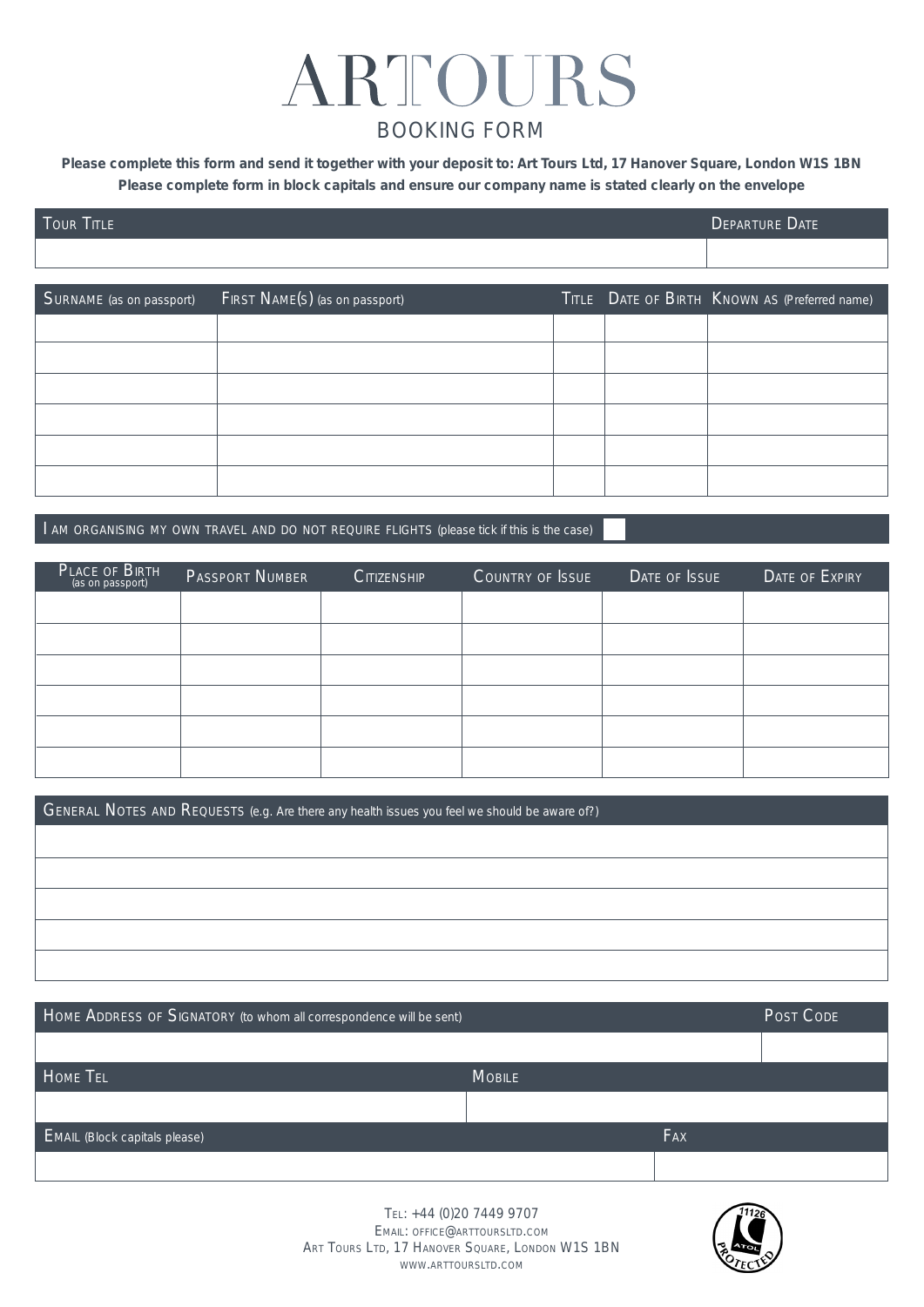# ARTOURS

## BOOKING FORM

**Please complete this form and send it together with your deposit to: Art Tours Ltd, 17 Hanover Square, London W1S 1BN**
**Please complete form in block capitals and ensure our company name is stated clearly on the envelope**

| Tour Title | Departure Date |
|---|---|
| | |

| Surname (as on passport) | First Name(s) (as on passport) | Title | Date of Birth | Known as (Preferred name) |
|---|---|---|---|---|
| | | | | |
| | | | | |
| | | | | |
| | | | | |
| | | | | |
| | | | | |

I am organising my own travel and do not require flights (please tick if this is the case) ☐

| Place of Birth (as on passport) | Passport Number | Citizenship | Country of Issue | Date of Issue | Date of Expiry |
|---|---|---|---|---|---|
| | | | | | |
| | | | | | |
| | | | | | |
| | | | | | |
| | | | | | |
| | | | | | |

| General Notes and Requests (e.g. Are there any health issues you feel we should be aware of?) |
|---|
| |
| |
| |
| |
| |

| Home Address of Signatory (to whom all correspondence will be sent) | Post Code |
|---|---|
| | |

| Home Tel | Mobile |
|---|---|
| | |

| Email (Block capitals please) | Fax |
|---|---|
| | |

Tel: +44 (0)20 7449 9707
Email: office@arttoursltd.com
Art Tours Ltd, 17 Hanover Square, London W1S 1BN
www.arttoursltd.com

ATOL 11126 PROTECTED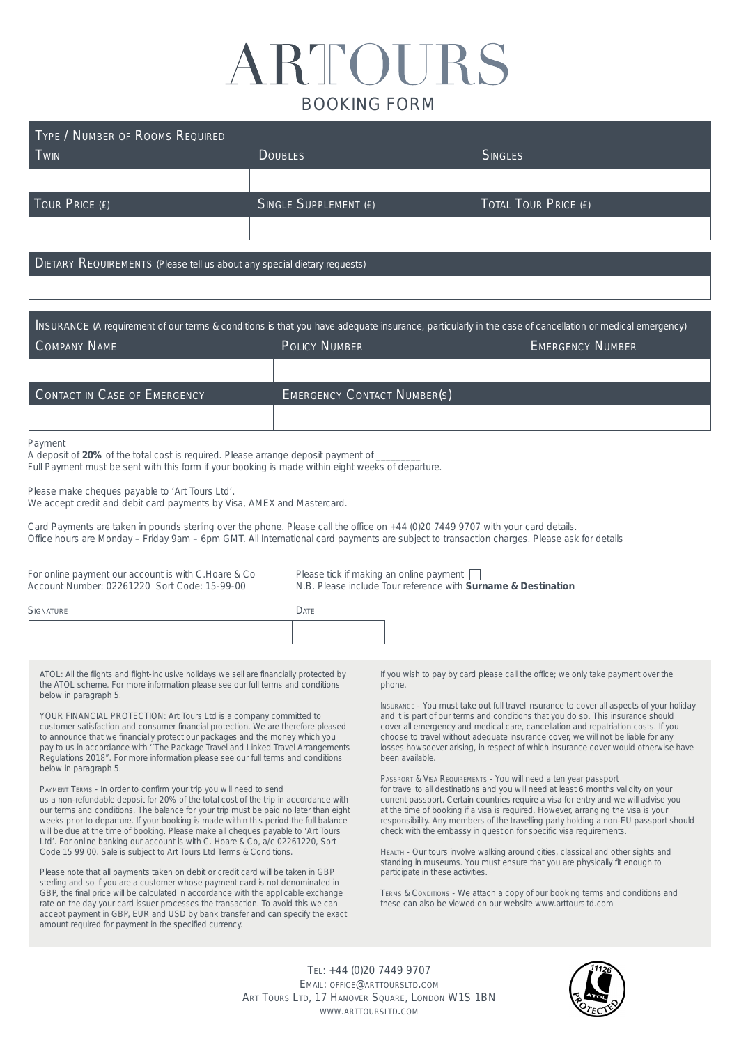# ARTOURS

## BOOKING FORM

| Type / Number of Rooms Required | | |
|---|---|---|
| Twin | Doubles | Singles |
| | | |
| Tour Price (£) | Single Supplement (£) | Total Tour Price (£) |
| | | |

| Dietary Requirements (Please tell us about any special dietary requests) |
|---|
| |

| Insurance (A requirement of our terms & conditions is that you have adequate insurance, particularly in the case of cancellation or medical emergency) | | |
|---|---|---|
| Company Name | Policy Number | Emergency Number |
| | | |
| Contact in Case of Emergency | Emergency Contact Number(s) | |
| | | |

Payment
A deposit of **20%** of the total cost is required. Please arrange deposit payment of ________
Full Payment must be sent with this form if your booking is made within eight weeks of departure.

Please make cheques payable to 'Art Tours Ltd'.
We accept credit and debit card payments by Visa, AMEX and Mastercard.

Card Payments are taken in pounds sterling over the phone. Please call the office on +44 (0)20 7449 9707 with your card details.
Office hours are Monday – Friday 9am – 6pm GMT. All International card payments are subject to transaction charges. Please ask for details

For online payment our account is with C.Hoare & Co
Account Number: 02261220 Sort Code: 15-99-00

Please tick if making an online payment ☐
N.B. Please include Tour reference with **Surname & Destination**

| Signature | Date |
|---|---|
| | |

ATOL: All the flights and flight-inclusive holidays we sell are financially protected by the ATOL scheme. For more information please see our full terms and conditions below in paragraph 5.

YOUR FINANCIAL PROTECTION: Art Tours Ltd is a company committed to customer satisfaction and consumer financial protection. We are therefore pleased to announce that we financially protect our packages and the money which you pay to us in accordance with "The Package Travel and Linked Travel Arrangements Regulations 2018". For more information please see our full terms and conditions below in paragraph 5.

Payment Terms - In order to confirm your trip you will need to send us a non-refundable deposit for 20% of the total cost of the trip in accordance with our terms and conditions. The balance for your trip must be paid no later than eight weeks prior to departure. If your booking is made within this period the full balance will be due at the time of booking. Please make all cheques payable to 'Art Tours Ltd'. For online banking our account is with C. Hoare & Co, a/c 02261220, Sort Code 15 99 00. Sale is subject to Art Tours Ltd Terms & Conditions.

Please note that all payments taken on debit or credit card will be taken in GBP sterling and so if you are a customer whose payment card is not denominated in GBP, the final price will be calculated in accordance with the applicable exchange rate on the day your card issuer processes the transaction. To avoid this we can accept payment in GBP, EUR and USD by bank transfer and can specify the exact amount required for payment in the specified currency.

If you wish to pay by card please call the office; we only take payment over the phone.

Insurance - You must take out full travel insurance to cover all aspects of your holiday and it is part of our terms and conditions that you do so. This insurance should cover all emergency and medical care, cancellation and repatriation costs. If you choose to travel without adequate insurance cover, we will not be liable for any losses howsoever arising, in respect of which insurance cover would otherwise have been available.

Passport & Visa Requirements - You will need a ten year passport for travel to all destinations and you will need at least 6 months validity on your current passport. Certain countries require a visa for entry and we will advise you at the time of booking if a visa is required. However, arranging the visa is your responsibility. Any members of the travelling party holding a non-EU passport should check with the embassy in question for specific visa requirements.

Health - Our tours involve walking around cities, classical and other sights and standing in museums. You must ensure that you are physically fit enough to participate in these activities.

Terms & Conditions - We attach a copy of our booking terms and conditions and these can also be viewed on our website www.arttoursltd.com

Tel: +44 (0)20 7449 9707
Email: office@arttoursltd.com
Art Tours Ltd, 17 Hanover Square, London W1S 1BN
www.arttoursltd.com

11126 ATOL PROTECTED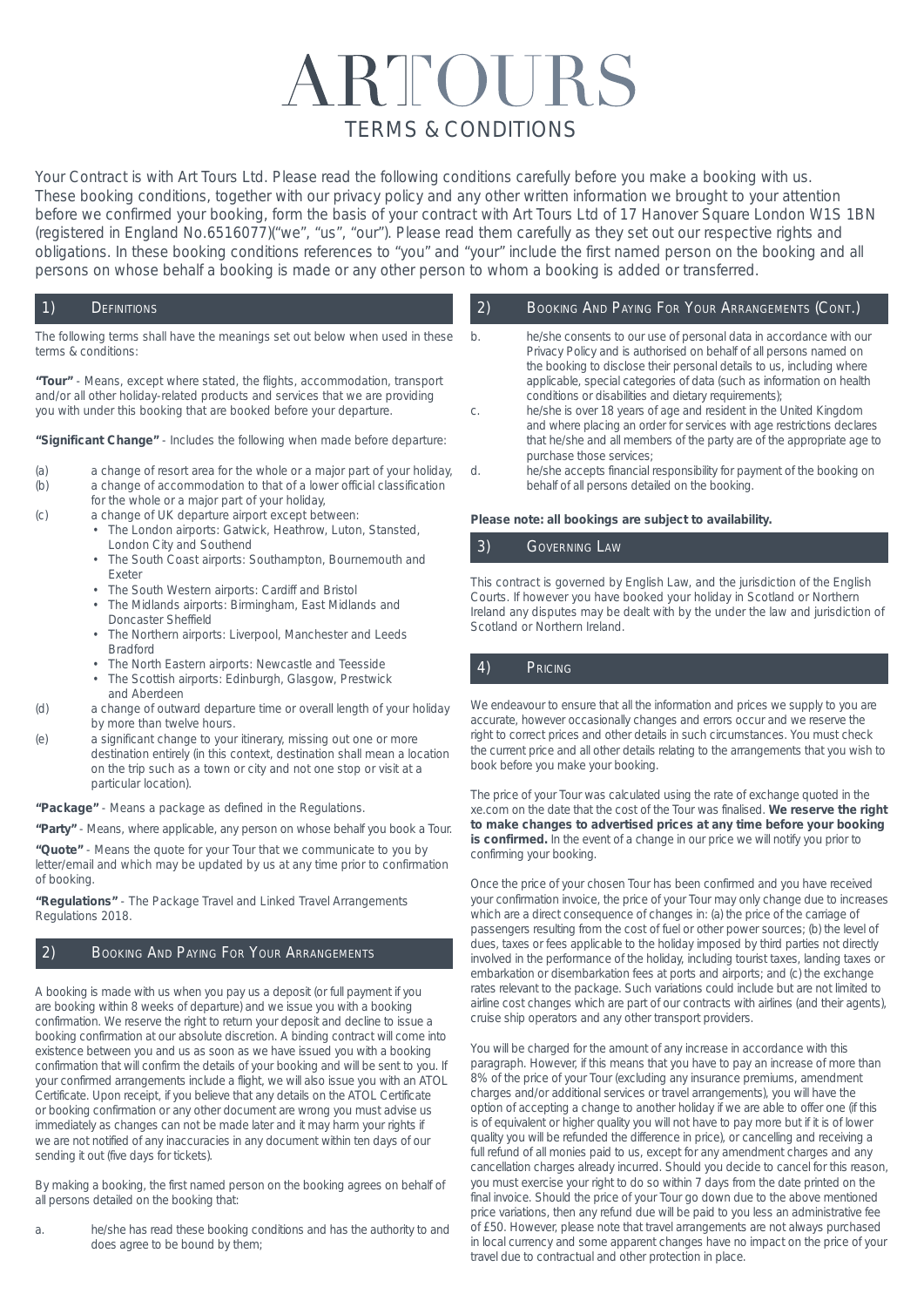# ARTOURS

## TERMS & CONDITIONS

Your Contract is with Art Tours Ltd. Please read the following conditions carefully before you make a booking with us. These booking conditions, together with our privacy policy and any other written information we brought to your attention before we confirmed your booking, form the basis of your contract with Art Tours Ltd of 17 Hanover Square London W1S 1BN (registered in England No.6516077)("we", "us", "our"). Please read them carefully as they set out our respective rights and obligations. In these booking conditions references to "you" and "your" include the first named person on the booking and all persons on whose behalf a booking is made or any other person to whom a booking is added or transferred.

## 1) Definitions

The following terms shall have the meanings set out below when used in these terms & conditions:

**"Tour"** - Means, except where stated, the flights, accommodation, transport and/or all other holiday-related products and services that we are providing you with under this booking that are booked before your departure.

**"Significant Change"** - Includes the following when made before departure:

(a) a change of resort area for the whole or a major part of your holiday,

(b) a change of accommodation to that of a lower official classification for the whole or a major part of your holiday,

(c) a change of UK departure airport except between:
- The London airports: Gatwick, Heathrow, Luton, Stansted, London City and Southend
- The South Coast airports: Southampton, Bournemouth and Exeter
- The South Western airports: Cardiff and Bristol
- The Midlands airports: Birmingham, East Midlands and Doncaster Sheffield
- The Northern airports: Liverpool, Manchester and Leeds Bradford
- The North Eastern airports: Newcastle and Teesside
- The Scottish airports: Edinburgh, Glasgow, Prestwick and Aberdeen

(d) a change of outward departure time or overall length of your holiday by more than twelve hours.

(e) a significant change to your itinerary, missing out one or more destination entirely (in this context, destination shall mean a location on the trip such as a town or city and not one stop or visit at a particular location).

**"Package"** - Means a package as defined in the Regulations.

**"Party"** - Means, where applicable, any person on whose behalf you book a Tour.

**"Quote"** - Means the quote for your Tour that we communicate to you by letter/email and which may be updated by us at any time prior to confirmation of booking.

**"Regulations"** - The Package Travel and Linked Travel Arrangements Regulations 2018.

## 2) Booking And Paying For Your Arrangements

A booking is made with us when you pay us a deposit (or full payment if you are booking within 8 weeks of departure) and we issue you with a booking confirmation. We reserve the right to return your deposit and decline to issue a booking confirmation at our absolute discretion. A binding contract will come into existence between you and us as soon as we have issued you with a booking confirmation that will confirm the details of your booking and will be sent to you. If your confirmed arrangements include a flight, we will also issue you with an ATOL Certificate. Upon receipt, if you believe that any details on the ATOL Certificate or booking confirmation or any other document are wrong you must advise us immediately as changes can not be made later and it may harm your rights if we are not notified of any inaccuracies in any document within ten days of our sending it out (five days for tickets).

By making a booking, the first named person on the booking agrees on behalf of all persons detailed on the booking that:

a. he/she has read these booking conditions and has the authority to and does agree to be bound by them;

b. he/she consents to our use of personal data in accordance with our Privacy Policy and is authorised on behalf of all persons named on the booking to disclose their personal details to us, including where applicable, special categories of data (such as information on health conditions or disabilities and dietary requirements);

c. he/she is over 18 years of age and resident in the United Kingdom and where placing an order for services with age restrictions declares that he/she and all members of the party are of the appropriate age to purchase those services;

d. he/she accepts financial responsibility for payment of the booking on behalf of all persons detailed on the booking.

**Please note: all bookings are subject to availability.**

## 3) Governing Law

This contract is governed by English Law, and the jurisdiction of the English Courts. If however you have booked your holiday in Scotland or Northern Ireland any disputes may be dealt with by the under the law and jurisdiction of Scotland or Northern Ireland.

## 4) Pricing

We endeavour to ensure that all the information and prices we supply to you are accurate, however occasionally changes and errors occur and we reserve the right to correct prices and other details in such circumstances. You must check the current price and all other details relating to the arrangements that you wish to book before you make your booking.

The price of your Tour was calculated using the rate of exchange quoted in the xe.com on the date that the cost of the Tour was finalised. **We reserve the right to make changes to advertised prices at any time before your booking is confirmed.** In the event of a change in our price we will notify you prior to confirming your booking.

Once the price of your chosen Tour has been confirmed and you have received your confirmation invoice, the price of your Tour may only change due to increases which are a direct consequence of changes in: (a) the price of the carriage of passengers resulting from the cost of fuel or other power sources; (b) the level of dues, taxes or fees applicable to the holiday imposed by third parties not directly involved in the performance of the holiday, including tourist taxes, landing taxes or embarkation or disembarkation fees at ports and airports; and (c) the exchange rates relevant to the package. Such variations could include but are not limited to airline cost changes which are part of our contracts with airlines (and their agents), cruise ship operators and any other transport providers.

You will be charged for the amount of any increase in accordance with this paragraph. However, if this means that you have to pay an increase of more than 8% of the price of your Tour (excluding any insurance premiums, amendment charges and/or additional services or travel arrangements), you will have the option of accepting a change to another holiday if we are able to offer one (if this is of equivalent or higher quality you will not have to pay more but if it is of lower quality you will be refunded the difference in price), or cancelling and receiving a full refund of all monies paid to us, except for any amendment charges and any cancellation charges already incurred. Should you decide to cancel for this reason, you must exercise your right to do so within 7 days from the date printed on the final invoice. Should the price of your Tour go down due to the above mentioned price variations, then any refund due will be paid to you less an administrative fee of £50. However, please note that travel arrangements are not always purchased in local currency and some apparent changes have no impact on the price of your travel due to contractual and other protection in place.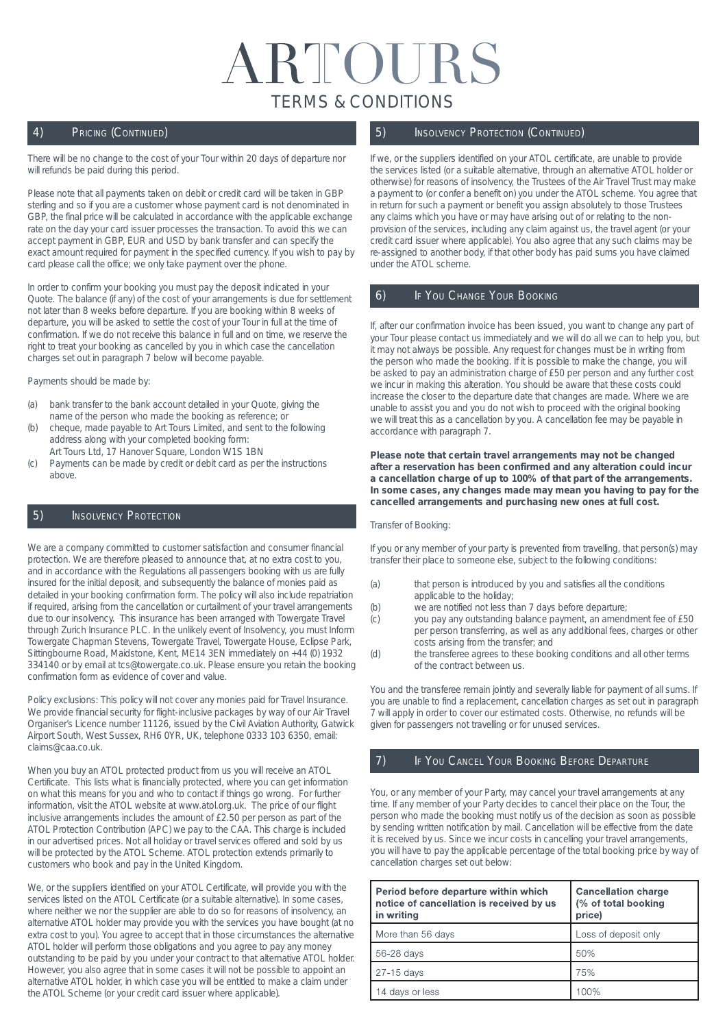## 4) Pricing (Continued)

There will be no change to the cost of your Tour within 20 days of departure nor will refunds be paid during this period.

Please note that all payments taken on debit or credit card will be taken in GBP sterling and so if you are a customer whose payment card is not denominated in GBP, the final price will be calculated in accordance with the applicable exchange rate on the day your card issuer processes the transaction. To avoid this we can accept payment in GBP, EUR and USD by bank transfer and can specify the exact amount required for payment in the specified currency. If you wish to pay by card please call the office; we only take payment over the phone.

In order to confirm your booking you must pay the deposit indicated in your Quote. The balance (if any) of the cost of your arrangements is due for settlement not later than 8 weeks before departure. If you are booking within 8 weeks of departure, you will be asked to settle the cost of your Tour in full at the time of confirmation. If we do not receive this balance in full and on time, we reserve the right to treat your booking as cancelled by you in which case the cancellation charges set out in paragraph 7 below will become payable.

Payments should be made by:

(a) bank transfer to the bank account detailed in your Quote, giving the name of the person who made the booking as reference; or
(b) cheque, made payable to Art Tours Limited, and sent to the following address along with your completed booking form:
Art Tours Ltd, 17 Hanover Square, London W1S 1BN
(c) Payments can be made by credit or debit card as per the instructions above.

## 5) Insolvency Protection

We are a company committed to customer satisfaction and consumer financial protection. We are therefore pleased to announce that, at no extra cost to you, and in accordance with the Regulations all passengers booking with us are fully insured for the initial deposit, and subsequently the balance of monies paid as detailed in your booking confirmation form. The policy will also include repatriation if required, arising from the cancellation or curtailment of your travel arrangements due to our insolvency. This insurance has been arranged with Towergate Travel through Zurich Insurance PLC. In the unlikely event of Insolvency, you must Inform Towergate Chapman Stevens, Towergate Travel, Towergate House, Eclipse Park, Sittingbourne Road, Maidstone, Kent, ME14 3EN immediately on +44 (0) 1932 334140 or by email at tcs@towergate.co.uk. Please ensure you retain the booking confirmation form as evidence of cover and value.

Policy exclusions: This policy will not cover any monies paid for Travel Insurance. We provide financial security for flight-inclusive packages by way of our Air Travel Organiser's Licence number 11126, issued by the Civil Aviation Authority, Gatwick Airport South, West Sussex, RH6 0YR, UK, telephone 0333 103 6350, email: claims@caa.co.uk.

When you buy an ATOL protected product from us you will receive an ATOL Certificate. This lists what is financially protected, where you can get information on what this means for you and who to contact if things go wrong. For further information, visit the ATOL website at www.atol.org.uk. The price of our flight inclusive arrangements includes the amount of £2.50 per person as part of the ATOL Protection Contribution (APC) we pay to the CAA. This charge is included in our advertised prices. Not all holiday or travel services offered and sold by us will be protected by the ATOL Scheme. ATOL protection extends primarily to customers who book and pay in the United Kingdom.

We, or the suppliers identified on your ATOL Certificate, will provide you with the services listed on the ATOL Certificate (or a suitable alternative). In some cases, where neither we nor the supplier are able to do so for reasons of insolvency, an alternative ATOL holder may provide you with the services you have bought (at no extra cost to you). You agree to accept that in those circumstances the alternative ATOL holder will perform those obligations and you agree to pay any money outstanding to be paid by you under your contract to that alternative ATOL holder. However, you also agree that in some cases it will not be possible to appoint an alternative ATOL holder, in which case you will be entitled to make a claim under the ATOL Scheme (or your credit card issuer where applicable).

## 5) Insolvency Protection (Continued)

If we, or the suppliers identified on your ATOL certificate, are unable to provide the services listed (or a suitable alternative, through an alternative ATOL holder or otherwise) for reasons of insolvency, the Trustees of the Air Travel Trust may make a payment to (or confer a benefit on) you under the ATOL scheme. You agree that in return for such a payment or benefit you assign absolutely to those Trustees any claims which you have or may have arising out of or relating to the non-provision of the services, including any claim against us, the travel agent (or your credit card issuer where applicable). You also agree that any such claims may be re-assigned to another body, if that other body has paid sums you have claimed under the ATOL scheme.

## 6) If You Change Your Booking

If, after our confirmation invoice has been issued, you want to change any part of your Tour please contact us immediately and we will do all we can to help you, but it may not always be possible. Any request for changes must be in writing from the person who made the booking. If it is possible to make the change, you will be asked to pay an administration charge of £50 per person and any further cost we incur in making this alteration. You should be aware that these costs could increase the closer to the departure date that changes are made. Where we are unable to assist you and you do not wish to proceed with the original booking we will treat this as a cancellation by you. A cancellation fee may be payable in accordance with paragraph 7.

**Please note that certain travel arrangements may not be changed after a reservation has been confirmed and any alteration could incur a cancellation charge of up to 100% of that part of the arrangements. In some cases, any changes made may mean you having to pay for the cancelled arrangements and purchasing new ones at full cost.**

Transfer of Booking:

If you or any member of your party is prevented from travelling, that person(s) may transfer their place to someone else, subject to the following conditions:

(a) that person is introduced by you and satisfies all the conditions applicable to the holiday;
(b) we are notified not less than 7 days before departure;
(c) you pay any outstanding balance payment, an amendment fee of £50 per person transferring, as well as any additional fees, charges or other costs arising from the transfer; and
(d) the transferee agrees to these booking conditions and all other terms of the contract between us.

You and the transferee remain jointly and severally liable for payment of all sums. If you are unable to find a replacement, cancellation charges as set out in paragraph 7 will apply in order to cover our estimated costs. Otherwise, no refunds will be given for passengers not travelling or for unused services.

## 7) If You Cancel Your Booking Before Departure

You, or any member of your Party, may cancel your travel arrangements at any time. If any member of your Party decides to cancel their place on the Tour, the person who made the booking must notify us of the decision as soon as possible by sending written notification by mail. Cancellation will be effective from the date it is received by us. Since we incur costs in cancelling your travel arrangements, you will have to pay the applicable percentage of the total booking price by way of cancellation charges set out below:

| Period before departure within which notice of cancellation is received by us in writing | Cancellation charge (% of total booking price) |
|---|---|
| More than 56 days | Loss of deposit only |
| 56-28 days | 50% |
| 27-15 days | 75% |
| 14 days or less | 100% |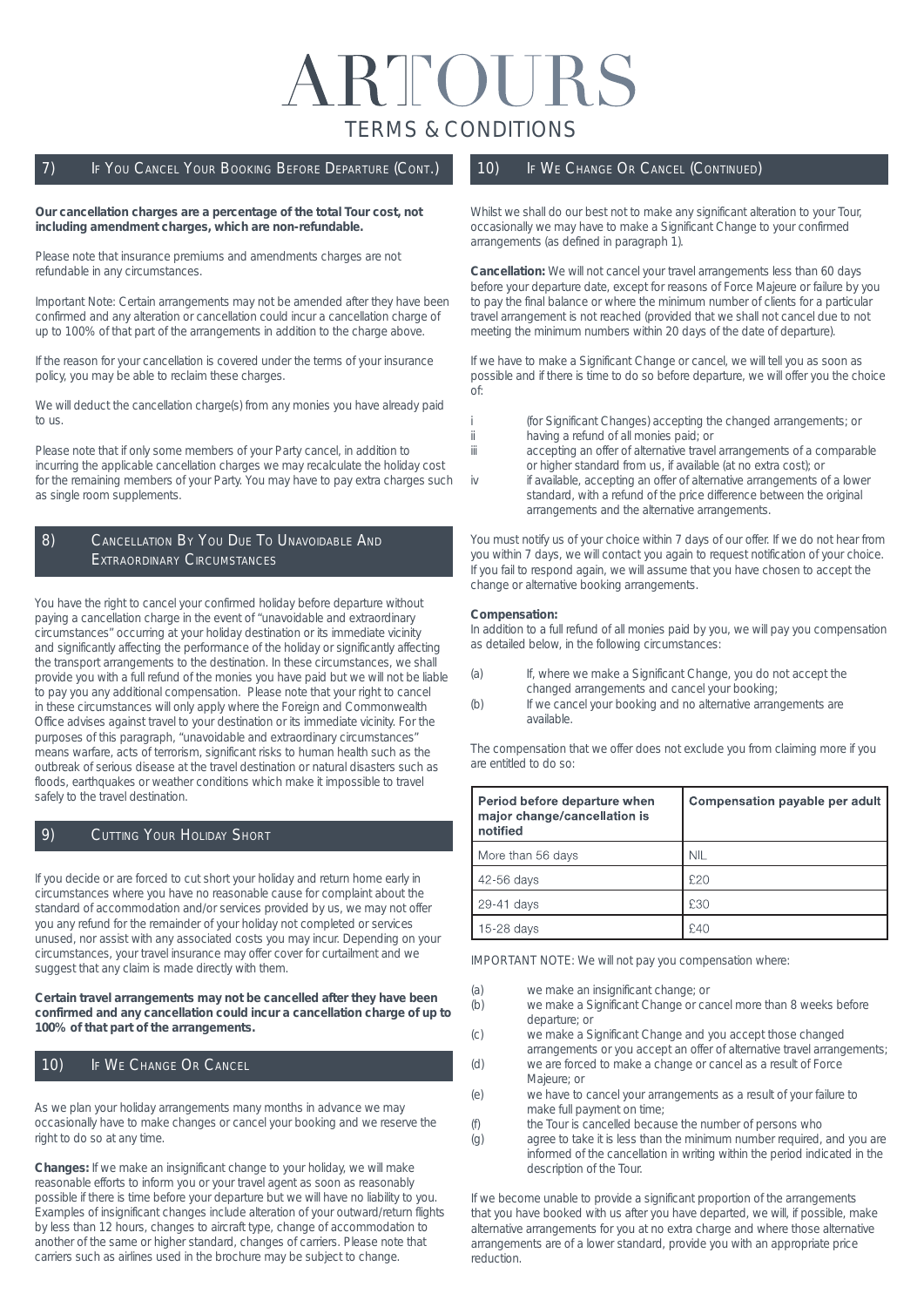# ARTOURS

## TERMS & CONDITIONS

## 7) If You Cancel Your Booking Before Departure (Cont.)

**Our cancellation charges are a percentage of the total Tour cost, not including amendment charges, which are non-refundable.**

Please note that insurance premiums and amendments charges are not refundable in any circumstances.

Important Note: Certain arrangements may not be amended after they have been confirmed and any alteration or cancellation could incur a cancellation charge of up to 100% of that part of the arrangements in addition to the charge above.

If the reason for your cancellation is covered under the terms of your insurance policy, you may be able to reclaim these charges.

We will deduct the cancellation charge(s) from any monies you have already paid to us.

Please note that if only some members of your Party cancel, in addition to incurring the applicable cancellation charges we may recalculate the holiday cost for the remaining members of your Party. You may have to pay extra charges such as single room supplements.

## 8) Cancellation By You Due To Unavoidable And Extraordinary Circumstances

You have the right to cancel your confirmed holiday before departure without paying a cancellation charge in the event of "unavoidable and extraordinary circumstances" occurring at your holiday destination or its immediate vicinity and significantly affecting the performance of the holiday or significantly affecting the transport arrangements to the destination. In these circumstances, we shall provide you with a full refund of the monies you have paid but we will not be liable to pay you any additional compensation. Please note that your right to cancel in these circumstances will only apply where the Foreign and Commonwealth Office advises against travel to your destination or its immediate vicinity. For the purposes of this paragraph, "unavoidable and extraordinary circumstances" means warfare, acts of terrorism, significant risks to human health such as the outbreak of serious disease at the travel destination or natural disasters such as floods, earthquakes or weather conditions which make it impossible to travel safely to the travel destination.

## 9) Cutting Your Holiday Short

If you decide or are forced to cut short your holiday and return home early in circumstances where you have no reasonable cause for complaint about the standard of accommodation and/or services provided by us, we may not offer you any refund for the remainder of your holiday not completed or services unused, nor assist with any associated costs you may incur. Depending on your circumstances, your travel insurance may offer cover for curtailment and we suggest that any claim is made directly with them.

**Certain travel arrangements may not be cancelled after they have been confirmed and any cancellation could incur a cancellation charge of up to 100% of that part of the arrangements.**

## 10) If We Change Or Cancel

As we plan your holiday arrangements many months in advance we may occasionally have to make changes or cancel your booking and we reserve the right to do so at any time.

**Changes:** If we make an insignificant change to your holiday, we will make reasonable efforts to inform you or your travel agent as soon as reasonably possible if there is time before your departure but we will have no liability to you. Examples of insignificant changes include alteration of your outward/return flights by less than 12 hours, changes to aircraft type, change of accommodation to another of the same or higher standard, changes of carriers. Please note that carriers such as airlines used in the brochure may be subject to change.

## 10) If We Change Or Cancel (Continued)

Whilst we shall do our best not to make any significant alteration to your Tour, occasionally we may have to make a Significant Change to your confirmed arrangements (as defined in paragraph 1).

**Cancellation:** We will not cancel your travel arrangements less than 60 days before your departure date, except for reasons of Force Majeure or failure by you to pay the final balance or where the minimum number of clients for a particular travel arrangement is not reached (provided that we shall not cancel due to not meeting the minimum numbers within 20 days of the date of departure).

If we have to make a Significant Change or cancel, we will tell you as soon as possible and if there is time to do so before departure, we will offer you the choice of:

- i (for Significant Changes) accepting the changed arrangements; or
- ii having a refund of all monies paid; or
- iii accepting an offer of alternative travel arrangements of a comparable or higher standard from us, if available (at no extra cost); or
- iv if available, accepting an offer of alternative arrangements of a lower standard, with a refund of the price difference between the original arrangements and the alternative arrangements.

You must notify us of your choice within 7 days of our offer. If we do not hear from you within 7 days, we will contact you again to request notification of your choice. If you fail to respond again, we will assume that you have chosen to accept the change or alternative booking arrangements.

**Compensation:**

In addition to a full refund of all monies paid by you, we will pay you compensation as detailed below, in the following circumstances:

- (a) If, where we make a Significant Change, you do not accept the changed arrangements and cancel your booking;
- (b) If we cancel your booking and no alternative arrangements are available.

The compensation that we offer does not exclude you from claiming more if you are entitled to do so:

| Period before departure when major change/cancellation is notified | Compensation payable per adult |
|---|---|
| More than 56 days | NIL |
| 42-56 days | £20 |
| 29-41 days | £30 |
| 15-28 days | £40 |

IMPORTANT NOTE: We will not pay you compensation where:

- (a) we make an insignificant change; or
- (b) we make a Significant Change or cancel more than 8 weeks before departure; or
- (c) we make a Significant Change and you accept those changed arrangements or you accept an offer of alternative travel arrangements;
- (d) we are forced to make a change or cancel as a result of Force Majeure; or
- (e) we have to cancel your arrangements as a result of your failure to make full payment on time;
- (f) the Tour is cancelled because the number of persons who
- (g) agree to take it is less than the minimum number required, and you are informed of the cancellation in writing within the period indicated in the description of the Tour.

If we become unable to provide a significant proportion of the arrangements that you have booked with us after you have departed, we will, if possible, make alternative arrangements for you at no extra charge and where those alternative arrangements are of a lower standard, provide you with an appropriate price reduction.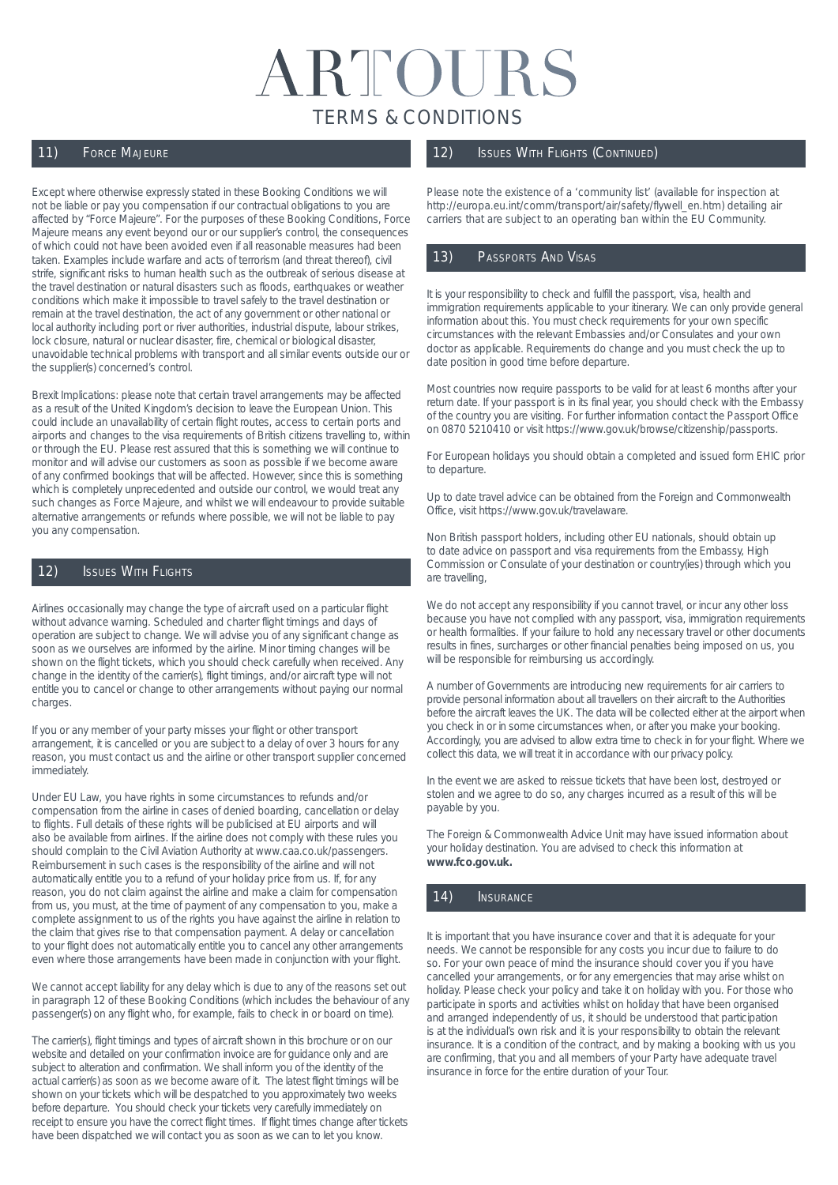# ARTOURS

## TERMS & CONDITIONS

## 11) Force Majeure

Except where otherwise expressly stated in these Booking Conditions we will not be liable or pay you compensation if our contractual obligations to you are affected by "Force Majeure". For the purposes of these Booking Conditions, Force Majeure means any event beyond our or our supplier's control, the consequences of which could not have been avoided even if all reasonable measures had been taken. Examples include warfare and acts of terrorism (and threat thereof), civil strife, significant risks to human health such as the outbreak of serious disease at the travel destination or natural disasters such as floods, earthquakes or weather conditions which make it impossible to travel safely to the travel destination or remain at the travel destination, the act of any government or other national or local authority including port or river authorities, industrial dispute, labour strikes, lock closure, natural or nuclear disaster, fire, chemical or biological disaster, unavoidable technical problems with transport and all similar events outside our or the supplier(s) concerned's control.

Brexit Implications: please note that certain travel arrangements may be affected as a result of the United Kingdom's decision to leave the European Union. This could include an unavailability of certain flight routes, access to certain ports and airports and changes to the visa requirements of British citizens travelling to, within or through the EU. Please rest assured that this is something we will continue to monitor and will advise our customers as soon as possible if we become aware of any confirmed bookings that will be affected. However, since this is something which is completely unprecedented and outside our control, we would treat any such changes as Force Majeure, and whilst we will endeavour to provide suitable alternative arrangements or refunds where possible, we will not be liable to pay you any compensation.

## 12) Issues With Flights

Airlines occasionally may change the type of aircraft used on a particular flight without advance warning. Scheduled and charter flight timings and days of operation are subject to change. We will advise you of any significant change as soon as we ourselves are informed by the airline. Minor timing changes will be shown on the flight tickets, which you should check carefully when received. Any change in the identity of the carrier(s), flight timings, and/or aircraft type will not entitle you to cancel or change to other arrangements without paying our normal charges.

If you or any member of your party misses your flight or other transport arrangement, it is cancelled or you are subject to a delay of over 3 hours for any reason, you must contact us and the airline or other transport supplier concerned immediately.

Under EU Law, you have rights in some circumstances to refunds and/or compensation from the airline in cases of denied boarding, cancellation or delay to flights. Full details of these rights will be publicised at EU airports and will also be available from airlines. If the airline does not comply with these rules you should complain to the Civil Aviation Authority at www.caa.co.uk/passengers. Reimbursement in such cases is the responsibility of the airline and will not automatically entitle you to a refund of your holiday price from us. If, for any reason, you do not claim against the airline and make a claim for compensation from us, you must, at the time of payment of any compensation to you, make a complete assignment to us of the rights you have against the airline in relation to the claim that gives rise to that compensation payment. A delay or cancellation to your flight does not automatically entitle you to cancel any other arrangements even where those arrangements have been made in conjunction with your flight.

We cannot accept liability for any delay which is due to any of the reasons set out in paragraph 12 of these Booking Conditions (which includes the behaviour of any passenger(s) on any flight who, for example, fails to check in or board on time).

The carrier(s), flight timings and types of aircraft shown in this brochure or on our website and detailed on your confirmation invoice are for guidance only and are subject to alteration and confirmation. We shall inform you of the identity of the actual carrier(s) as soon as we become aware of it. The latest flight timings will be shown on your tickets which will be despatched to you approximately two weeks before departure. You should check your tickets very carefully immediately on receipt to ensure you have the correct flight times. If flight times change after tickets have been dispatched we will contact you as soon as we can to let you know.

## 12) Issues With Flights (Continued)

Please note the existence of a 'community list' (available for inspection at http://europa.eu.int/comm/transport/air/safety/flywell_en.htm) detailing air carriers that are subject to an operating ban within the EU Community.

## 13) Passports And Visas

It is your responsibility to check and fulfill the passport, visa, health and immigration requirements applicable to your itinerary. We can only provide general information about this. You must check requirements for your own specific circumstances with the relevant Embassies and/or Consulates and your own doctor as applicable. Requirements do change and you must check the up to date position in good time before departure.

Most countries now require passports to be valid for at least 6 months after your return date. If your passport is in its final year, you should check with the Embassy of the country you are visiting. For further information contact the Passport Office on 0870 5210410 or visit https://www.gov.uk/browse/citizenship/passports.

For European holidays you should obtain a completed and issued form EHIC prior to departure.

Up to date travel advice can be obtained from the Foreign and Commonwealth Office, visit https://www.gov.uk/travelaware.

Non British passport holders, including other EU nationals, should obtain up to date advice on passport and visa requirements from the Embassy, High Commission or Consulate of your destination or country(ies) through which you are travelling,

We do not accept any responsibility if you cannot travel, or incur any other loss because you have not complied with any passport, visa, immigration requirements or health formalities. If your failure to hold any necessary travel or other documents results in fines, surcharges or other financial penalties being imposed on us, you will be responsible for reimbursing us accordingly.

A number of Governments are introducing new requirements for air carriers to provide personal information about all travellers on their aircraft to the Authorities before the aircraft leaves the UK. The data will be collected either at the airport when you check in or in some circumstances when, or after you make your booking. Accordingly, you are advised to allow extra time to check in for your flight. Where we collect this data, we will treat it in accordance with our privacy policy.

In the event we are asked to reissue tickets that have been lost, destroyed or stolen and we agree to do so, any charges incurred as a result of this will be payable by you.

The Foreign & Commonwealth Advice Unit may have issued information about your holiday destination. You are advised to check this information at **www.fco.gov.uk.**

## 14) Insurance

It is important that you have insurance cover and that it is adequate for your needs. We cannot be responsible for any costs you incur due to failure to do so. For your own peace of mind the insurance should cover you if you have cancelled your arrangements, or for any emergencies that may arise whilst on holiday. Please check your policy and take it on holiday with you. For those who participate in sports and activities whilst on holiday that have been organised and arranged independently of us, it should be understood that participation is at the individual's own risk and it is your responsibility to obtain the relevant insurance. It is a condition of the contract, and by making a booking with us you are confirming, that you and all members of your Party have adequate travel insurance in force for the entire duration of your Tour.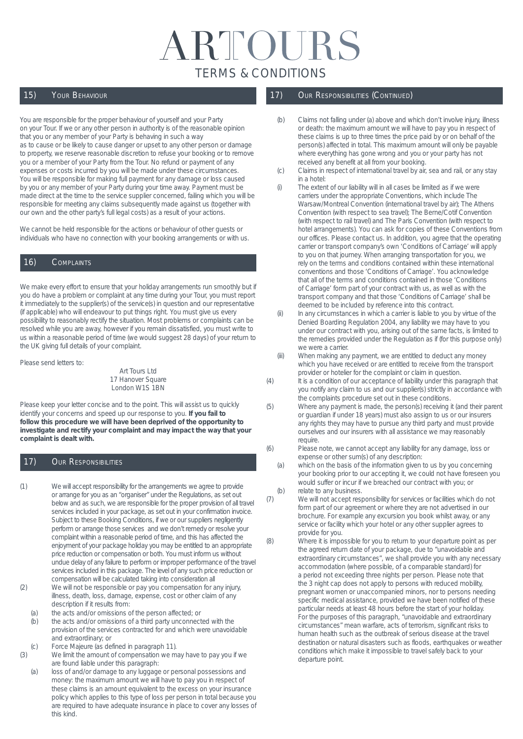# ARTOURS

## TERMS & CONDITIONS

## 15) Your Behaviour

You are responsible for the proper behaviour of yourself and your Party on your Tour. If we or any other person in authority is of the reasonable opinion that you or any member of your Party is behaving in such a way as to cause or be likely to cause danger or upset to any other person or damage to property, we reserve reasonable discretion to refuse your booking or to remove you or a member of your Party from the Tour. No refund or payment of any expenses or costs incurred by you will be made under these circumstances. You will be responsible for making full payment for any damage or loss caused by you or any member of your Party during your time away. Payment must be made direct at the time to the service supplier concerned, failing which you will be responsible for meeting any claims subsequently made against us (together with our own and the other party's full legal costs) as a result of your actions.

We cannot be held responsible for the actions or behaviour of other guests or individuals who have no connection with your booking arrangements or with us.

## 16) Complaints

We make every effort to ensure that your holiday arrangements run smoothly but if you do have a problem or complaint at any time during your Tour, you must report it immediately to the supplier(s) of the service(s) in question and our representative (if applicable) who will endeavour to put things right. You must give us every possibility to reasonably rectify the situation. Most problems or complaints can be resolved while you are away, however if you remain dissatisfied, you must write to us within a reasonable period of time (we would suggest 28 days) of your return to the UK giving full details of your complaint.

Please send letters to:

Art Tours Ltd
17 Hanover Square
London W1S 1BN

Please keep your letter concise and to the point. This will assist us to quickly identify your concerns and speed up our response to you. **If you fail to follow this procedure we will have been deprived of the opportunity to investigate and rectify your complaint and may impact the way that your complaint is dealt with.**

## 17) Our Responsibilities

(1) We will accept responsibility for the arrangements we agree to provide or arrange for you as an "organiser" under the Regulations, as set out below and as such, we are responsible for the proper provision of all travel services included in your package, as set out in your confirmation invoice. Subject to these Booking Conditions, if we or our suppliers negligently perform or arrange those services and we don't remedy or resolve your complaint within a reasonable period of time, and this has affected the enjoyment of your package holiday you may be entitled to an appropriate price reduction or compensation or both. You must inform us without undue delay of any failure to perform or improper performance of the travel services included in this package. The level of any such price reduction or compensation will be calculated taking into consideration all

(2) We will not be responsible or pay you compensation for any injury, illness, death, loss, damage, expense, cost or other claim of any description if it results from:

(a) the acts and/or omissions of the person affected; or

(b) the acts and/or omissions of a third party unconnected with the provision of the services contracted for and which were unavoidable and extraordinary; or

(c) Force Majeure (as defined in paragraph 11).

(3) We limit the amount of compensation we may have to pay you if we are found liable under this paragraph:

(a) loss of and/or damage to any luggage or personal possessions and money: the maximum amount we will have to pay you in respect of these claims is an amount equivalent to the excess on your insurance policy which applies to this type of loss per person in total because you are required to have adequate insurance in place to cover any losses of this kind.

## 17) Our Responsibilities (Continued)

(b) Claims not falling under (a) above and which don't involve injury, illness or death: the maximum amount we will have to pay you in respect of these claims is up to three times the price paid by or on behalf of the person(s) affected in total. This maximum amount will only be payable where everything has gone wrong and you or your party has not received any benefit at all from your booking.

(c) Claims in respect of international travel by air, sea and rail, or any stay in a hotel:

(i) The extent of our liability will in all cases be limited as if we were carriers under the appropriate Conventions, which include The Warsaw/Montreal Convention (international travel by air); The Athens Convention (with respect to sea travel); The Berne/Cotif Convention (with respect to rail travel) and The Paris Convention (with respect to hotel arrangements). You can ask for copies of these Conventions from our offices. Please contact us. In addition, you agree that the operating carrier or transport company's own 'Conditions of Carriage' will apply to you on that journey. When arranging transportation for you, we rely on the terms and conditions contained within these international conventions and those 'Conditions of Carriage'. You acknowledge that all of the terms and conditions contained in those 'Conditions of Carriage' form part of your contract with us, as well as with the transport company and that those 'Conditions of Carriage' shall be deemed to be included by reference into this contract.

(ii) In any circumstances in which a carrier is liable to you by virtue of the Denied Boarding Regulation 2004, any liability we may have to you under our contract with you, arising out of the same facts, is limited to the remedies provided under the Regulation as if (for this purpose only) we were a carrier.

(iii) When making any payment, we are entitled to deduct any money which you have received or are entitled to receive from the transport provider or hotelier for the complaint or claim in question.

(4) It is a condition of our acceptance of liability under this paragraph that you notify any claim to us and our supplier(s) strictly in accordance with the complaints procedure set out in these conditions.

(5) Where any payment is made, the person(s) receiving it (and their parent or guardian if under 18 years) must also assign to us or our insurers any rights they may have to pursue any third party and must provide ourselves and our insurers with all assistance we may reasonably require.

(6) Please note, we cannot accept any liability for any damage, loss or expense or other sum(s) of any description:

(a) which on the basis of the information given to us by you concerning your booking prior to our accepting it, we could not have foreseen you would suffer or incur if we breached our contract with you; or

(b) relate to any business.

(7) We will not accept responsibility for services or facilities which do not form part of our agreement or where they are not advertised in our brochure. For example any excursion you book whilst away, or any service or facility which your hotel or any other supplier agrees to provide for you.

(8) Where it is impossible for you to return to your departure point as per the agreed return date of your package, due to "unavoidable and extraordinary circumstances", we shall provide you with any necessary accommodation (where possible, of a comparable standard) for a period not exceeding three nights per person. Please note that the 3 night cap does not apply to persons with reduced mobility, pregnant women or unaccompanied minors, nor to persons needing specific medical assistance, provided we have been notified of these particular needs at least 48 hours before the start of your holiday. For the purposes of this paragraph, "unavoidable and extraordinary circumstances" mean warfare, acts of terrorism, significant risks to human health such as the outbreak of serious disease at the travel destination or natural disasters such as floods, earthquakes or weather conditions which make it impossible to travel safely back to your departure point.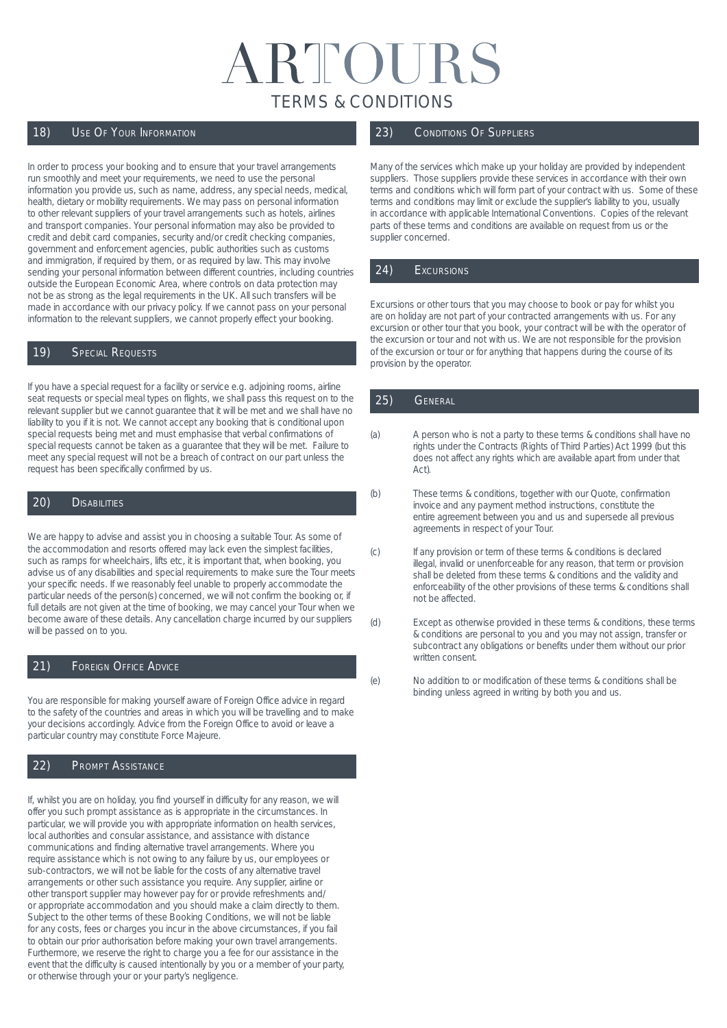# ARTOURS

## TERMS & CONDITIONS

## 18) Use Of Your Information

In order to process your booking and to ensure that your travel arrangements run smoothly and meet your requirements, we need to use the personal information you provide us, such as name, address, any special needs, medical, health, dietary or mobility requirements. We may pass on personal information to other relevant suppliers of your travel arrangements such as hotels, airlines and transport companies. Your personal information may also be provided to credit and debit card companies, security and/or credit checking companies, government and enforcement agencies, public authorities such as customs and immigration, if required by them, or as required by law. This may involve sending your personal information between different countries, including countries outside the European Economic Area, where controls on data protection may not be as strong as the legal requirements in the UK. All such transfers will be made in accordance with our privacy policy. If we cannot pass on your personal information to the relevant suppliers, we cannot properly effect your booking.

## 19) Special Requests

If you have a special request for a facility or service e.g. adjoining rooms, airline seat requests or special meal types on flights, we shall pass this request on to the relevant supplier but we cannot guarantee that it will be met and we shall have no liability to you if it is not. We cannot accept any booking that is conditional upon special requests being met and must emphasise that verbal confirmations of special requests cannot be taken as a guarantee that they will be met. Failure to meet any special request will not be a breach of contract on our part unless the request has been specifically confirmed by us.

## 20) Disabilities

We are happy to advise and assist you in choosing a suitable Tour. As some of the accommodation and resorts offered may lack even the simplest facilities, such as ramps for wheelchairs, lifts etc, it is important that, when booking, you advise us of any disabilities and special requirements to make sure the Tour meets your specific needs. If we reasonably feel unable to properly accommodate the particular needs of the person(s) concerned, we will not confirm the booking or, if full details are not given at the time of booking, we may cancel your Tour when we become aware of these details. Any cancellation charge incurred by our suppliers will be passed on to you.

## 21) Foreign Office Advice

You are responsible for making yourself aware of Foreign Office advice in regard to the safety of the countries and areas in which you will be travelling and to make your decisions accordingly. Advice from the Foreign Office to avoid or leave a particular country may constitute Force Majeure.

## 22) Prompt Assistance

If, whilst you are on holiday, you find yourself in difficulty for any reason, we will offer you such prompt assistance as is appropriate in the circumstances. In particular, we will provide you with appropriate information on health services, local authorities and consular assistance, and assistance with distance communications and finding alternative travel arrangements. Where you require assistance which is not owing to any failure by us, our employees or sub-contractors, we will not be liable for the costs of any alternative travel arrangements or other such assistance you require. Any supplier, airline or other transport supplier may however pay for or provide refreshments and/or appropriate accommodation and you should make a claim directly to them. Subject to the other terms of these Booking Conditions, we will not be liable for any costs, fees or charges you incur in the above circumstances, if you fail to obtain our prior authorisation before making your own travel arrangements. Furthermore, we reserve the right to charge you a fee for our assistance in the event that the difficulty is caused intentionally by you or a member of your party, or otherwise through your or your party's negligence.

## 23) Conditions Of Suppliers

Many of the services which make up your holiday are provided by independent suppliers. Those suppliers provide these services in accordance with their own terms and conditions which will form part of your contract with us. Some of these terms and conditions may limit or exclude the supplier's liability to you, usually in accordance with applicable International Conventions. Copies of the relevant parts of these terms and conditions are available on request from us or the supplier concerned.

## 24) Excursions

Excursions or other tours that you may choose to book or pay for whilst you are on holiday are not part of your contracted arrangements with us. For any excursion or other tour that you book, your contract will be with the operator of the excursion or tour and not with us. We are not responsible for the provision of the excursion or tour or for anything that happens during the course of its provision by the operator.

## 25) General

(a) A person who is not a party to these terms & conditions shall have no rights under the Contracts (Rights of Third Parties) Act 1999 (but this does not affect any rights which are available apart from under that Act).

(b) These terms & conditions, together with our Quote, confirmation invoice and any payment method instructions, constitute the entire agreement between you and us and supersede all previous agreements in respect of your Tour.

(c) If any provision or term of these terms & conditions is declared illegal, invalid or unenforceable for any reason, that term or provision shall be deleted from these terms & conditions and the validity and enforceability of the other provisions of these terms & conditions shall not be affected.

(d) Except as otherwise provided in these terms & conditions, these terms & conditions are personal to you and you may not assign, transfer or subcontract any obligations or benefits under them without our prior written consent.

(e) No addition to or modification of these terms & conditions shall be binding unless agreed in writing by both you and us.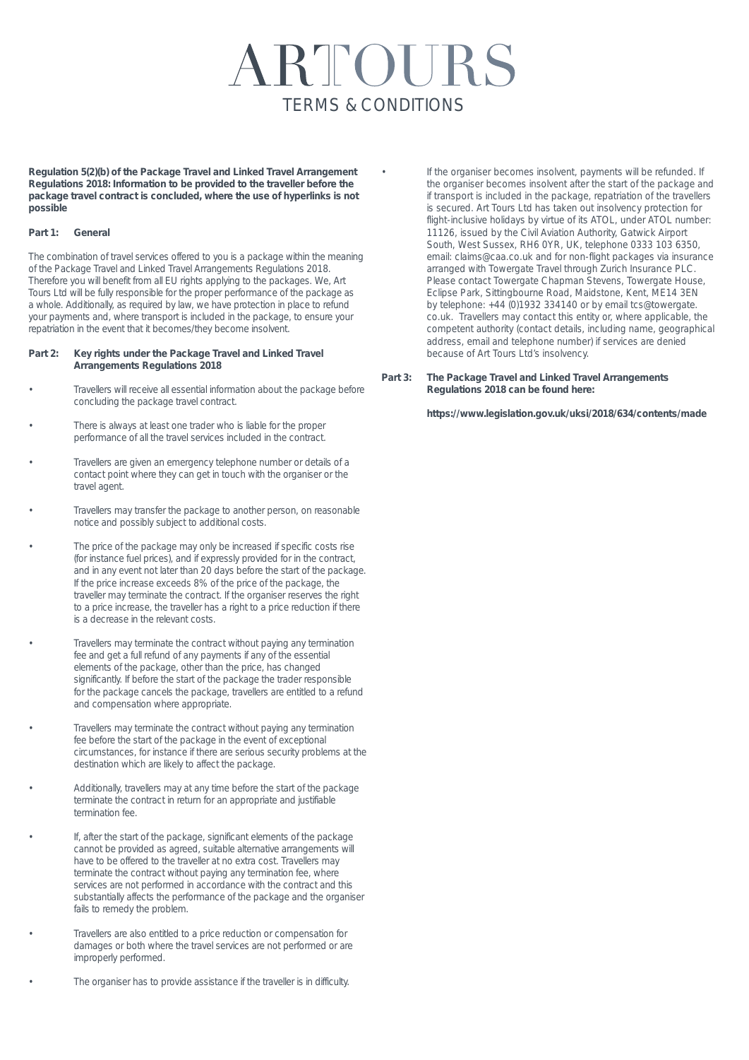# ARTOURS

## TERMS & CONDITIONS

**Regulation 5(2)(b) of the Package Travel and Linked Travel Arrangement Regulations 2018: Information to be provided to the traveller before the package travel contract is concluded, where the use of hyperlinks is not possible**

**Part 1: General**

The combination of travel services offered to you is a package within the meaning of the Package Travel and Linked Travel Arrangements Regulations 2018. Therefore you will benefit from all EU rights applying to the packages. We, Art Tours Ltd will be fully responsible for the proper performance of the package as a whole. Additionally, as required by law, we have protection in place to refund your payments and, where transport is included in the package, to ensure your repatriation in the event that it becomes/they become insolvent.

**Part 2: Key rights under the Package Travel and Linked Travel Arrangements Regulations 2018**

- Travellers will receive all essential information about the package before concluding the package travel contract.
- There is always at least one trader who is liable for the proper performance of all the travel services included in the contract.
- Travellers are given an emergency telephone number or details of a contact point where they can get in touch with the organiser or the travel agent.
- Travellers may transfer the package to another person, on reasonable notice and possibly subject to additional costs.
- The price of the package may only be increased if specific costs rise (for instance fuel prices), and if expressly provided for in the contract, and in any event not later than 20 days before the start of the package. If the price increase exceeds 8% of the price of the package, the traveller may terminate the contract. If the organiser reserves the right to a price increase, the traveller has a right to a price reduction if there is a decrease in the relevant costs.
- Travellers may terminate the contract without paying any termination fee and get a full refund of any payments if any of the essential elements of the package, other than the price, has changed significantly. If before the start of the package the trader responsible for the package cancels the package, travellers are entitled to a refund and compensation where appropriate.
- Travellers may terminate the contract without paying any termination fee before the start of the package in the event of exceptional circumstances, for instance if there are serious security problems at the destination which are likely to affect the package.
- Additionally, travellers may at any time before the start of the package terminate the contract in return for an appropriate and justifiable termination fee.
- If, after the start of the package, significant elements of the package cannot be provided as agreed, suitable alternative arrangements will have to be offered to the traveller at no extra cost. Travellers may terminate the contract without paying any termination fee, where services are not performed in accordance with the contract and this substantially affects the performance of the package and the organiser fails to remedy the problem.
- Travellers are also entitled to a price reduction or compensation for damages or both where the travel services are not performed or are improperly performed.
- The organiser has to provide assistance if the traveller is in difficulty.
- If the organiser becomes insolvent, payments will be refunded. If the organiser becomes insolvent after the start of the package and if transport is included in the package, repatriation of the travellers is secured. Art Tours Ltd has taken out insolvency protection for flight-inclusive holidays by virtue of its ATOL, under ATOL number: 11126, issued by the Civil Aviation Authority, Gatwick Airport South, West Sussex, RH6 0YR, UK, telephone 0333 103 6350, email: claims@caa.co.uk and for non-flight packages via insurance arranged with Towergate Travel through Zurich Insurance PLC. Please contact Towergate Chapman Stevens, Towergate House, Eclipse Park, Sittingbourne Road, Maidstone, Kent, ME14 3EN by telephone: +44 (0)1932 334140 or by email tcs@towergate.co.uk. Travellers may contact this entity or, where applicable, the competent authority (contact details, including name, geographical address, email and telephone number) if services are denied because of Art Tours Ltd's insolvency.

**Part 3: The Package Travel and Linked Travel Arrangements Regulations 2018 can be found here:**

**https://www.legislation.gov.uk/uksi/2018/634/contents/made**